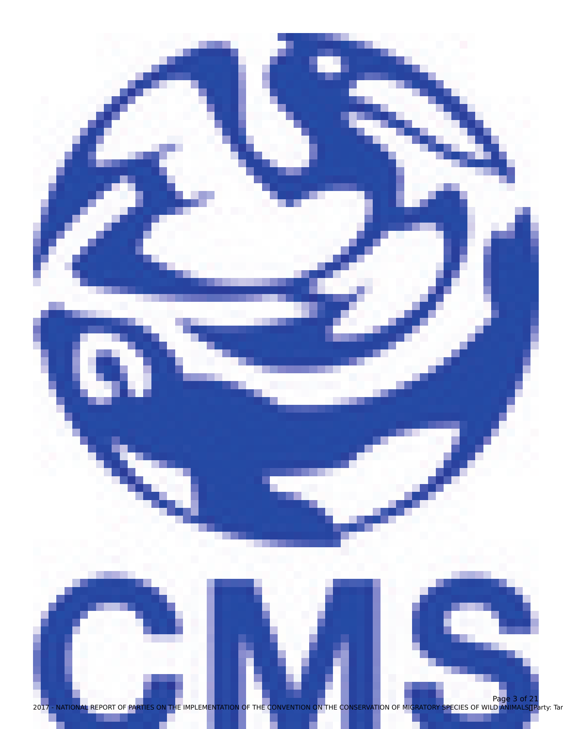CMS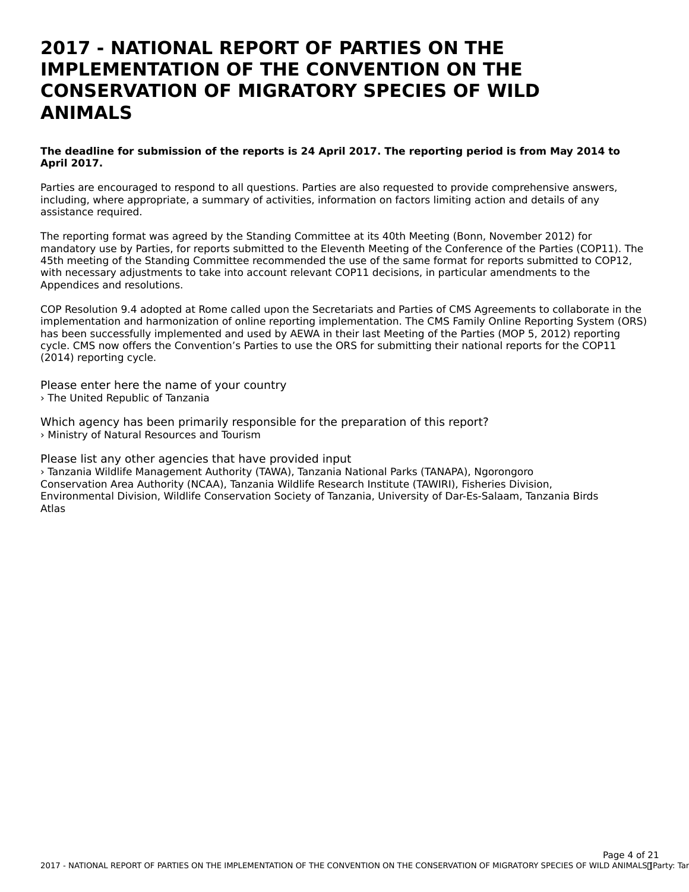# 2017 - NATIONAL REPORT OF PARTIES ON THE IMPLEMENTATION OF THE CONVENTION ON THE CONSERVATION OF MIGRATORY SPECIES OF WILD ANIMALS

**The deadline for submission of the reports is 24 April 2017. The reporting period is from May 2014 to April 2017.**

Parties are encouraged to respond to all questions. Parties are also requested to provide comprehensive answers, including, where appropriate, a summary of activities, information on factors limiting action and details of any assistance required.

The reporting format was agreed by the Standing Committee at its 40th Meeting (Bonn, November 2012) for mandatory use by Parties, for reports submitted to the Eleventh Meeting of the Conference of the Parties (COP11). The 45th meeting of the Standing Committee recommended the use of the same format for reports submitted to COP12, with necessary adjustments to take into account relevant COP11 decisions, in particular amendments to the Appendices and resolutions.

COP Resolution 9.4 adopted at Rome called upon the Secretariats and Parties of CMS Agreements to collaborate in the implementation and harmonization of online reporting implementation. The CMS Family Online Reporting System (ORS) has been successfully implemented and used by AEWA in their last Meeting of the Parties (MOP 5, 2012) reporting cycle. CMS now offers the Convention's Parties to use the ORS for submitting their national reports for the COP11 (2014) reporting cycle.

Please enter here the name of your country
› The United Republic of Tanzania

Which agency has been primarily responsible for the preparation of this report?
› Ministry of Natural Resources and Tourism

Please list any other agencies that have provided input
› Tanzania Wildlife Management Authority (TAWA), Tanzania National Parks (TANAPA), Ngorongoro Conservation Area Authority (NCAA), Tanzania Wildlife Research Institute (TAWIRI), Fisheries Division, Environmental Division, Wildlife Conservation Society of Tanzania, University of Dar-Es-Salaam, Tanzania Birds Atlas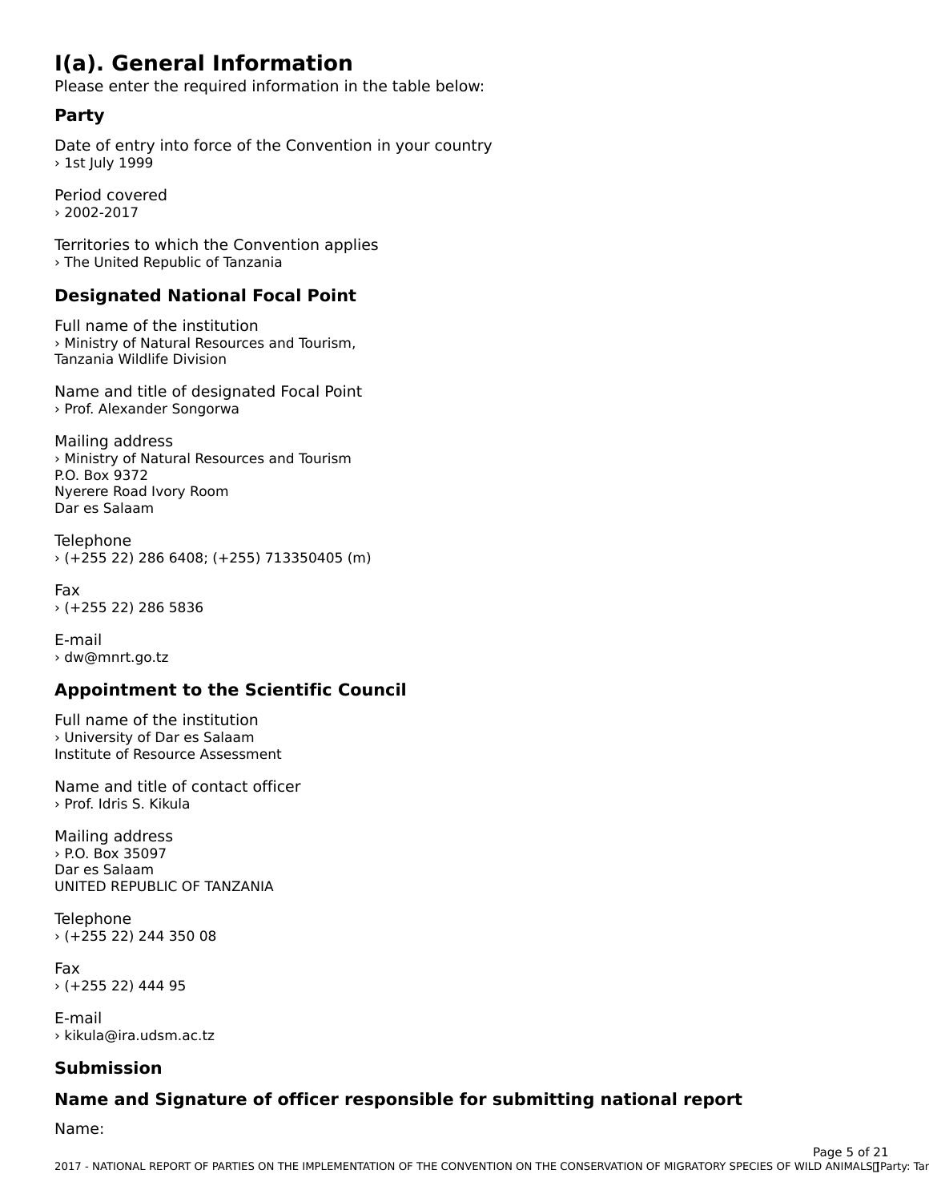# I(a). General Information

Please enter the required information in the table below:

### Party

Date of entry into force of the Convention in your country
› 1st July 1999

Period covered
› 2002-2017

Territories to which the Convention applies
› The United Republic of Tanzania

### Designated National Focal Point

Full name of the institution
› Ministry of Natural Resources and Tourism,
Tanzania Wildlife Division

Name and title of designated Focal Point
› Prof. Alexander Songorwa

Mailing address
› Ministry of Natural Resources and Tourism
P.O. Box 9372
Nyerere Road Ivory Room
Dar es Salaam

Telephone
› (+255 22) 286 6408; (+255) 713350405 (m)

Fax
› (+255 22) 286 5836

E-mail
› dw@mnrt.go.tz

### Appointment to the Scientific Council

Full name of the institution
› University of Dar es Salaam
Institute of Resource Assessment

Name and title of contact officer
› Prof. Idris S. Kikula

Mailing address
› P.O. Box 35097
Dar es Salaam
UNITED REPUBLIC OF TANZANIA

Telephone
› (+255 22) 244 350 08

Fax
› (+255 22) 444 95

E-mail
› kikula@ira.udsm.ac.tz

### Submission

### Name and Signature of officer responsible for submitting national report

Name: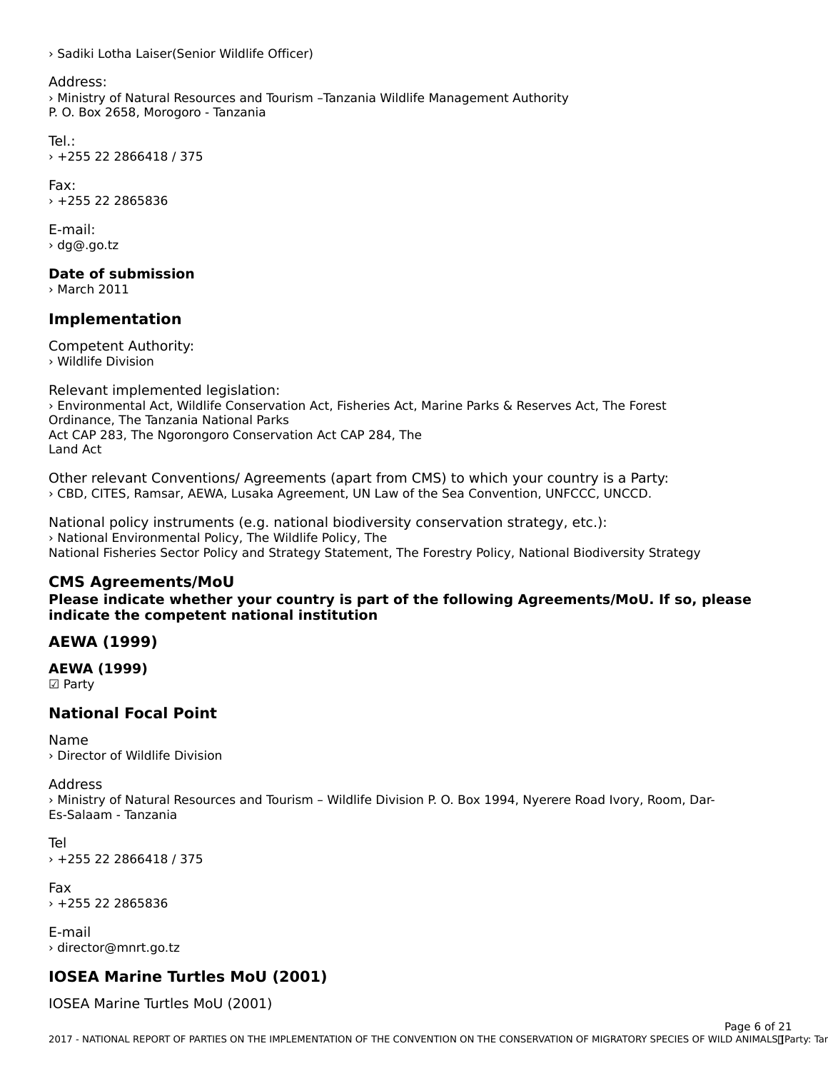› Sadiki Lotha Laiser(Senior Wildlife Officer)

Address:
› Ministry of Natural Resources and Tourism –Tanzania Wildlife Management Authority
P. O. Box 2658, Morogoro - Tanzania

Tel.:
› +255 22 2866418 / 375

Fax:
› +255 22 2865836

E-mail:
› dg@.go.tz

**Date of submission**
› March 2011

## Implementation

Competent Authority:
› Wildlife Division

Relevant implemented legislation:
› Environmental Act, Wildlife Conservation Act, Fisheries Act, Marine Parks & Reserves Act, The Forest Ordinance, The Tanzania National Parks
Act CAP 283, The Ngorongoro Conservation Act CAP 284, The
Land Act

Other relevant Conventions/ Agreements (apart from CMS) to which your country is a Party:
› CBD, CITES, Ramsar, AEWA, Lusaka Agreement, UN Law of the Sea Convention, UNFCCC, UNCCD.

National policy instruments (e.g. national biodiversity conservation strategy, etc.):
› National Environmental Policy, The Wildlife Policy, The
National Fisheries Sector Policy and Strategy Statement, The Forestry Policy, National Biodiversity Strategy

## CMS Agreements/MoU

**Please indicate whether your country is part of the following Agreements/MoU. If so, please indicate the competent national institution**

## AEWA (1999)

**AEWA (1999)**
☑ Party

## National Focal Point

Name
› Director of Wildlife Division

Address
› Ministry of Natural Resources and Tourism – Wildlife Division P. O. Box 1994, Nyerere Road Ivory, Room, Dar-Es-Salaam - Tanzania

Tel
› +255 22 2866418 / 375

Fax
› +255 22 2865836

E-mail
› director@mnrt.go.tz

## IOSEA Marine Turtles MoU (2001)

IOSEA Marine Turtles MoU (2001)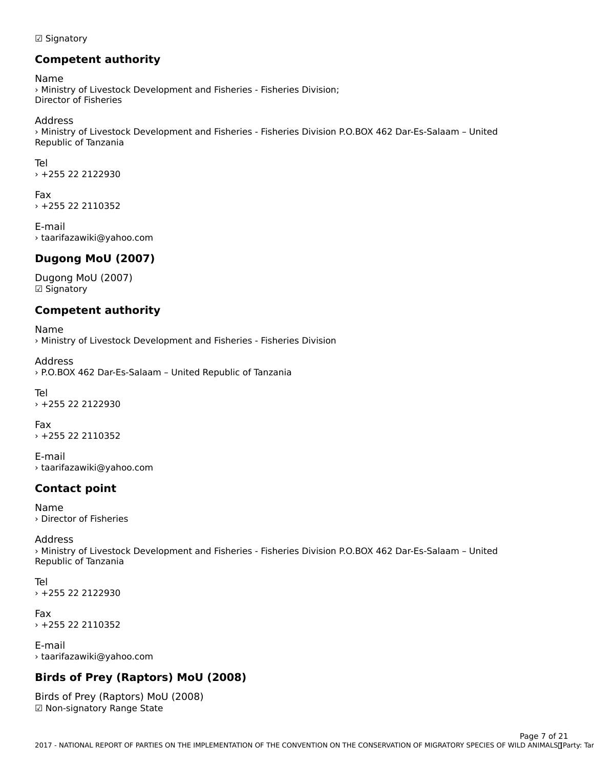☑ Signatory

### Competent authority

Name
› Ministry of Livestock Development and Fisheries - Fisheries Division;
Director of Fisheries

Address
› Ministry of Livestock Development and Fisheries - Fisheries Division P.O.BOX 462 Dar-Es-Salaam – United Republic of Tanzania

Tel
› +255 22 2122930

Fax
› +255 22 2110352

E-mail
› taarifazawiki@yahoo.com

## Dugong MoU (2007)

Dugong MoU (2007)
☑ Signatory

### Competent authority

Name
› Ministry of Livestock Development and Fisheries - Fisheries Division

Address
› P.O.BOX 462 Dar-Es-Salaam – United Republic of Tanzania

Tel
› +255 22 2122930

Fax
› +255 22 2110352

E-mail
› taarifazawiki@yahoo.com

### Contact point

Name
› Director of Fisheries

Address
› Ministry of Livestock Development and Fisheries - Fisheries Division P.O.BOX 462 Dar-Es-Salaam – United Republic of Tanzania

Tel
› +255 22 2122930

Fax
› +255 22 2110352

E-mail
› taarifazawiki@yahoo.com

## Birds of Prey (Raptors) MoU (2008)

Birds of Prey (Raptors) MoU (2008)
☑ Non-signatory Range State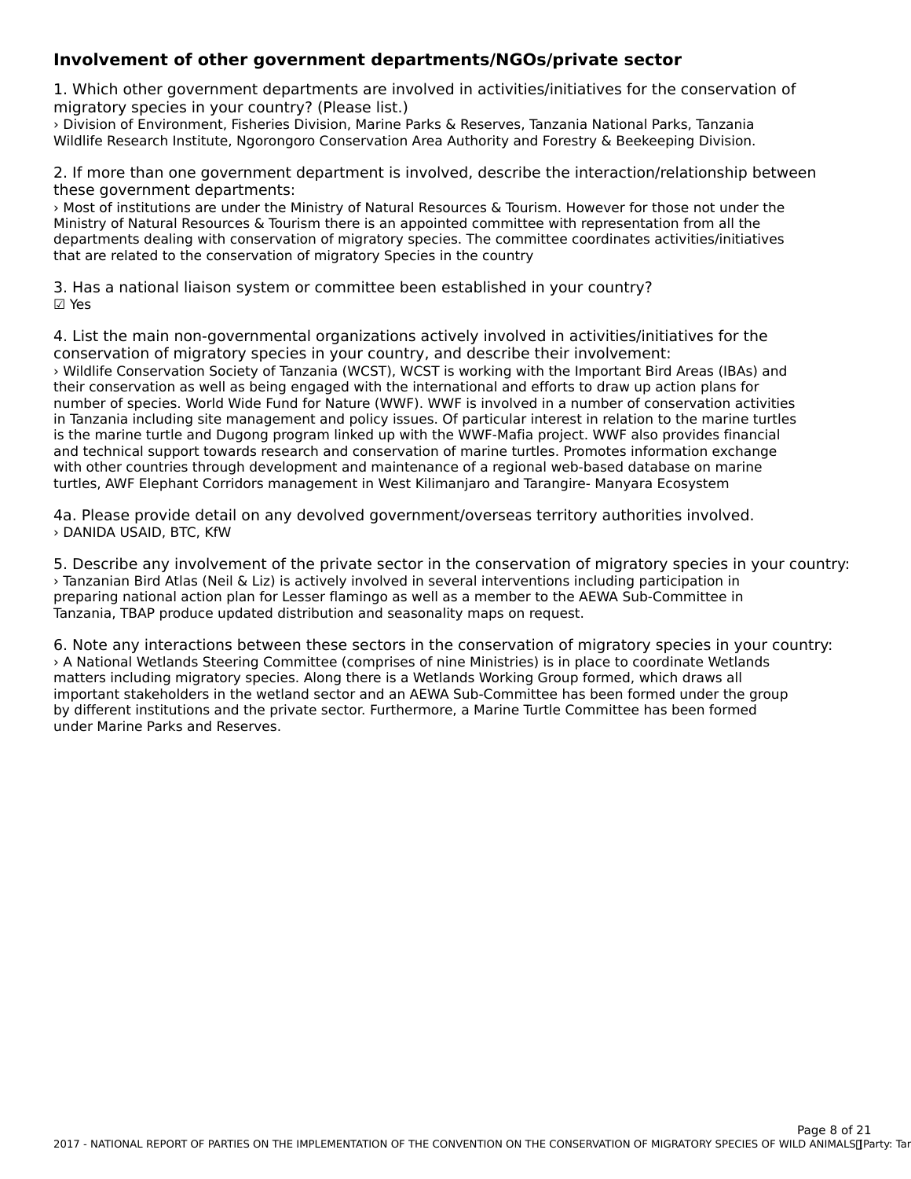## Involvement of other government departments/NGOs/private sector

1. Which other government departments are involved in activities/initiatives for the conservation of migratory species in your country? (Please list.)

› Division of Environment, Fisheries Division, Marine Parks & Reserves, Tanzania National Parks, Tanzania Wildlife Research Institute, Ngorongoro Conservation Area Authority and Forestry & Beekeeping Division.

2. If more than one government department is involved, describe the interaction/relationship between these government departments:

› Most of institutions are under the Ministry of Natural Resources & Tourism. However for those not under the Ministry of Natural Resources & Tourism there is an appointed committee with representation from all the departments dealing with conservation of migratory species. The committee coordinates activities/initiatives that are related to the conservation of migratory Species in the country

3. Has a national liaison system or committee been established in your country?

☑ Yes

4. List the main non-governmental organizations actively involved in activities/initiatives for the conservation of migratory species in your country, and describe their involvement:

› Wildlife Conservation Society of Tanzania (WCST), WCST is working with the Important Bird Areas (IBAs) and their conservation as well as being engaged with the international and efforts to draw up action plans for number of species. World Wide Fund for Nature (WWF). WWF is involved in a number of conservation activities in Tanzania including site management and policy issues. Of particular interest in relation to the marine turtles is the marine turtle and Dugong program linked up with the WWF-Mafia project. WWF also provides financial and technical support towards research and conservation of marine turtles. Promotes information exchange with other countries through development and maintenance of a regional web-based database on marine turtles, AWF Elephant Corridors management in West Kilimanjaro and Tarangire- Manyara Ecosystem

4a. Please provide detail on any devolved government/overseas territory authorities involved.

› DANIDA USAID, BTC, KfW

5. Describe any involvement of the private sector in the conservation of migratory species in your country:

› Tanzanian Bird Atlas (Neil & Liz) is actively involved in several interventions including participation in preparing national action plan for Lesser flamingo as well as a member to the AEWA Sub-Committee in Tanzania, TBAP produce updated distribution and seasonality maps on request.

6. Note any interactions between these sectors in the conservation of migratory species in your country:

› A National Wetlands Steering Committee (comprises of nine Ministries) is in place to coordinate Wetlands matters including migratory species. Along there is a Wetlands Working Group formed, which draws all important stakeholders in the wetland sector and an AEWA Sub-Committee has been formed under the group by different institutions and the private sector. Furthermore, a Marine Turtle Committee has been formed under Marine Parks and Reserves.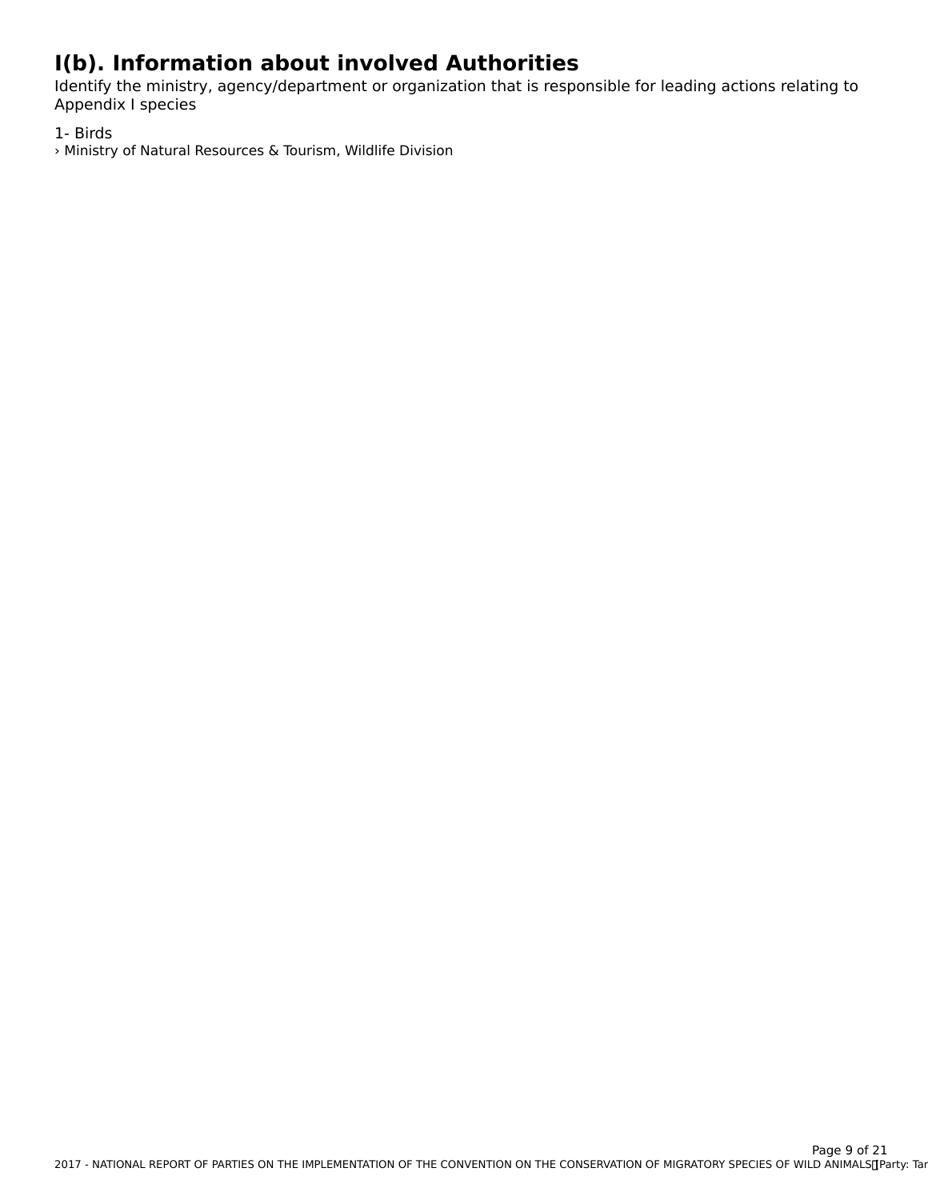# I(b). Information about involved Authorities

Identify the ministry, agency/department or organization that is responsible for leading actions relating to Appendix I species

1- Birds

› Ministry of Natural Resources & Tourism, Wildlife Division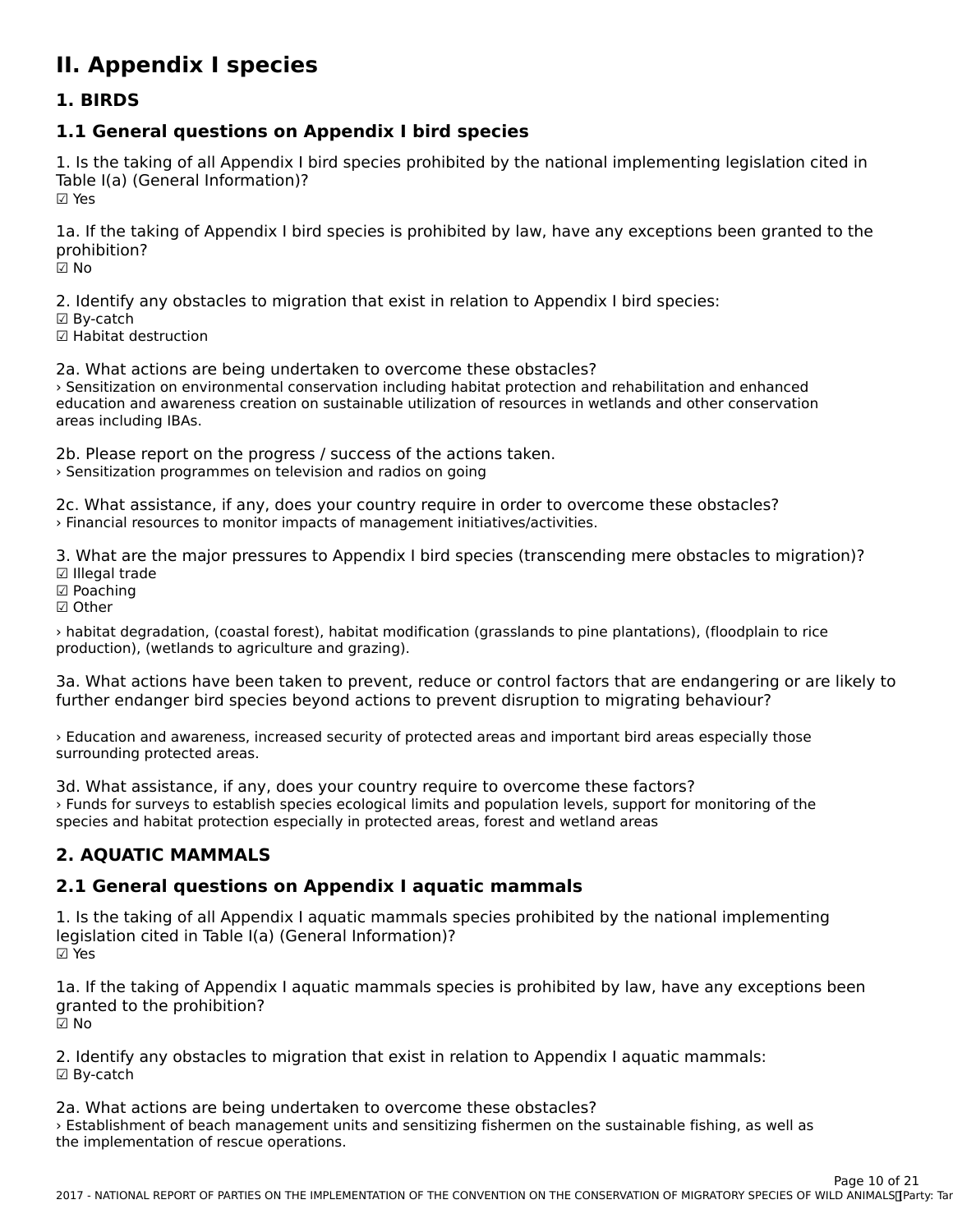# II. Appendix I species

## 1. BIRDS

### 1.1 General questions on Appendix I bird species

1. Is the taking of all Appendix I bird species prohibited by the national implementing legislation cited in Table I(a) (General Information)?
☑ Yes

1a. If the taking of Appendix I bird species is prohibited by law, have any exceptions been granted to the prohibition?
☑ No

2. Identify any obstacles to migration that exist in relation to Appendix I bird species:
☑ By-catch
☑ Habitat destruction

2a. What actions are being undertaken to overcome these obstacles?
› Sensitization on environmental conservation including habitat protection and rehabilitation and enhanced education and awareness creation on sustainable utilization of resources in wetlands and other conservation areas including IBAs.

2b. Please report on the progress / success of the actions taken.
› Sensitization programmes on television and radios on going

2c. What assistance, if any, does your country require in order to overcome these obstacles?
› Financial resources to monitor impacts of management initiatives/activities.

3. What are the major pressures to Appendix I bird species (transcending mere obstacles to migration)?
☑ Illegal trade
☑ Poaching
☑ Other

› habitat degradation, (coastal forest), habitat modification (grasslands to pine plantations), (floodplain to rice production), (wetlands to agriculture and grazing).

3a. What actions have been taken to prevent, reduce or control factors that are endangering or are likely to further endanger bird species beyond actions to prevent disruption to migrating behaviour?

› Education and awareness, increased security of protected areas and important bird areas especially those surrounding protected areas.

3d. What assistance, if any, does your country require to overcome these factors?
› Funds for surveys to establish species ecological limits and population levels, support for monitoring of the species and habitat protection especially in protected areas, forest and wetland areas

## 2. AQUATIC MAMMALS

### 2.1 General questions on Appendix I aquatic mammals

1. Is the taking of all Appendix I aquatic mammals species prohibited by the national implementing legislation cited in Table I(a) (General Information)?
☑ Yes

1a. If the taking of Appendix I aquatic mammals species is prohibited by law, have any exceptions been granted to the prohibition?
☑ No

2. Identify any obstacles to migration that exist in relation to Appendix I aquatic mammals:
☑ By-catch

2a. What actions are being undertaken to overcome these obstacles?
› Establishment of beach management units and sensitizing fishermen on the sustainable fishing, as well as the implementation of rescue operations.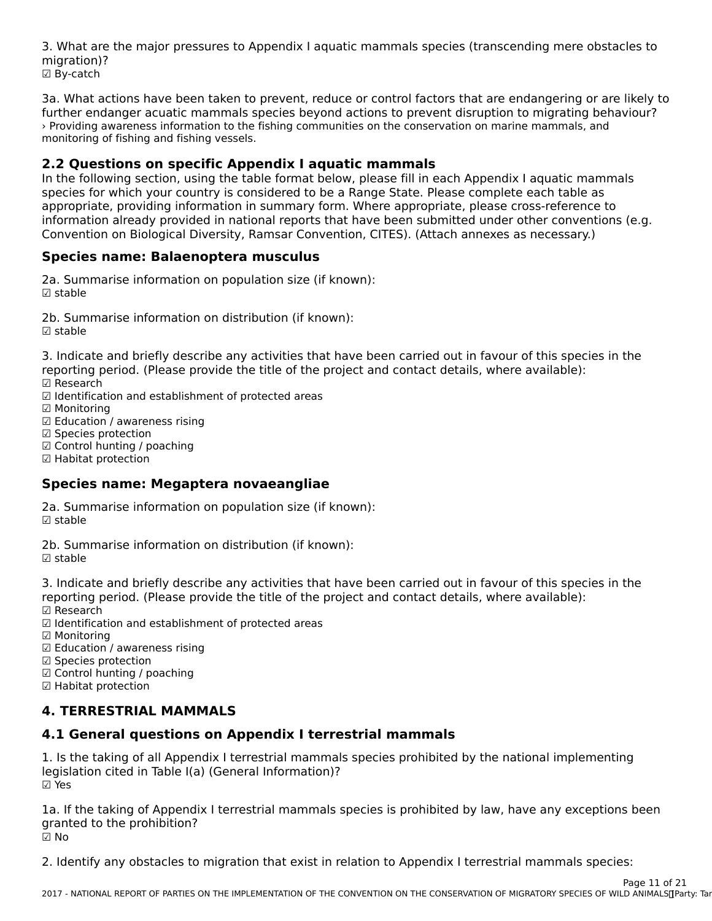3. What are the major pressures to Appendix I aquatic mammals species (transcending mere obstacles to migration)?
☑ By-catch

3a. What actions have been taken to prevent, reduce or control factors that are endangering or are likely to further endanger acuatic mammals species beyond actions to prevent disruption to migrating behaviour?
› Providing awareness information to the fishing communities on the conservation on marine mammals, and monitoring of fishing and fishing vessels.

## 2.2 Questions on specific Appendix I aquatic mammals

In the following section, using the table format below, please fill in each Appendix I aquatic mammals species for which your country is considered to be a Range State. Please complete each table as appropriate, providing information in summary form. Where appropriate, please cross-reference to information already provided in national reports that have been submitted under other conventions (e.g. Convention on Biological Diversity, Ramsar Convention, CITES). (Attach annexes as necessary.)

### Species name: Balaenoptera musculus

2a. Summarise information on population size (if known):
☑ stable

2b. Summarise information on distribution (if known):
☑ stable

3. Indicate and briefly describe any activities that have been carried out in favour of this species in the reporting period. (Please provide the title of the project and contact details, where available):
☑ Research
☑ Identification and establishment of protected areas
☑ Monitoring
☑ Education / awareness rising
☑ Species protection
☑ Control hunting / poaching
☑ Habitat protection

### Species name: Megaptera novaeangliae

2a. Summarise information on population size (if known):
☑ stable

2b. Summarise information on distribution (if known):
☑ stable

3. Indicate and briefly describe any activities that have been carried out in favour of this species in the reporting period. (Please provide the title of the project and contact details, where available):
☑ Research
☑ Identification and establishment of protected areas
☑ Monitoring
☑ Education / awareness rising
☑ Species protection
☑ Control hunting / poaching
☑ Habitat protection

# 4. TERRESTRIAL MAMMALS

## 4.1 General questions on Appendix I terrestrial mammals

1. Is the taking of all Appendix I terrestrial mammals species prohibited by the national implementing legislation cited in Table I(a) (General Information)?
☑ Yes

1a. If the taking of Appendix I terrestrial mammals species is prohibited by law, have any exceptions been granted to the prohibition?
☑ No

2. Identify any obstacles to migration that exist in relation to Appendix I terrestrial mammals species: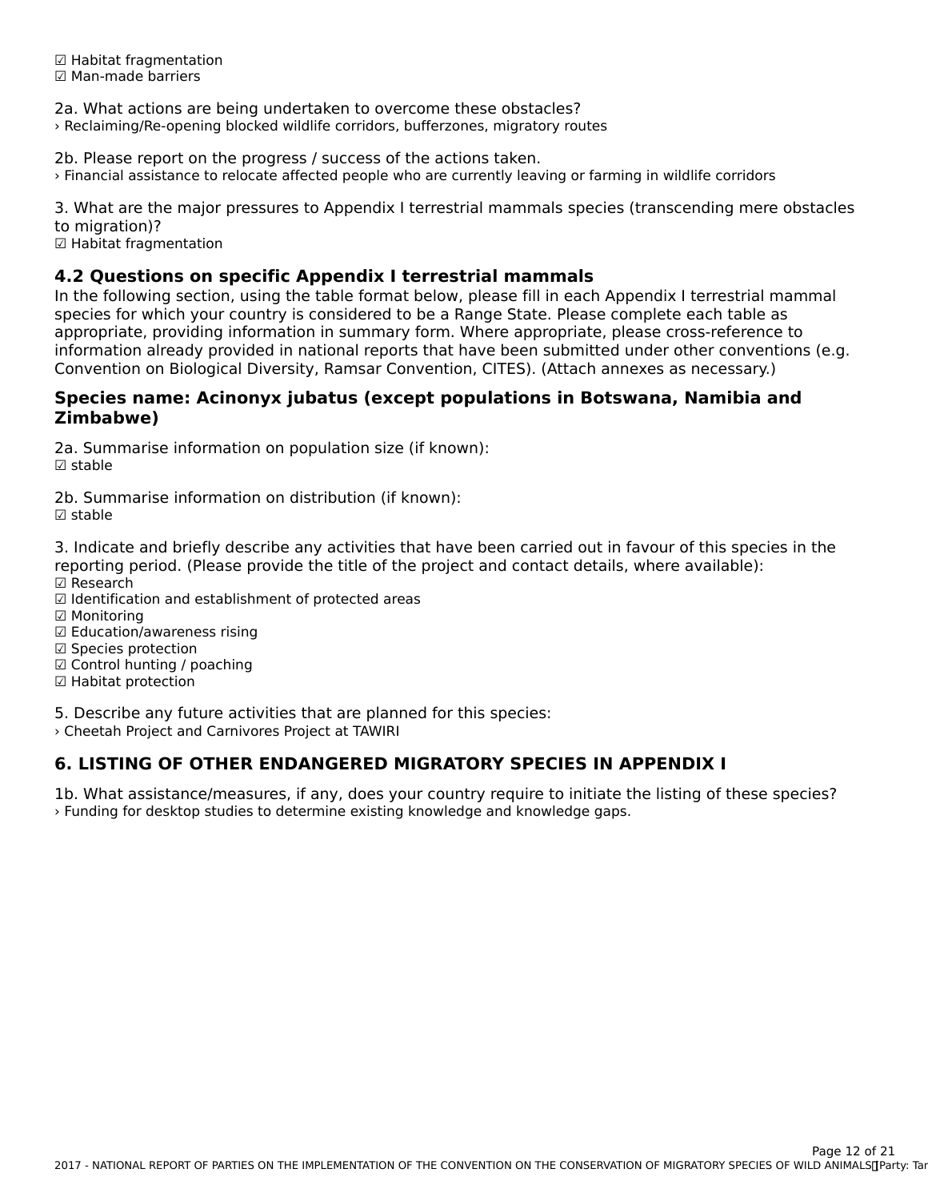☑ Habitat fragmentation
☑ Man-made barriers

2a. What actions are being undertaken to overcome these obstacles?
› Reclaiming/Re-opening blocked wildlife corridors, bufferzones, migratory routes

2b. Please report on the progress / success of the actions taken.
› Financial assistance to relocate affected people who are currently leaving or farming in wildlife corridors

3. What are the major pressures to Appendix I terrestrial mammals species (transcending mere obstacles to migration)?
☑ Habitat fragmentation

## 4.2 Questions on specific Appendix I terrestrial mammals

In the following section, using the table format below, please fill in each Appendix I terrestrial mammal species for which your country is considered to be a Range State. Please complete each table as appropriate, providing information in summary form. Where appropriate, please cross-reference to information already provided in national reports that have been submitted under other conventions (e.g. Convention on Biological Diversity, Ramsar Convention, CITES). (Attach annexes as necessary.)

### Species name: Acinonyx jubatus (except populations in Botswana, Namibia and Zimbabwe)

2a. Summarise information on population size (if known):
☑ stable

2b. Summarise information on distribution (if known):
☑ stable

3. Indicate and briefly describe any activities that have been carried out in favour of this species in the reporting period. (Please provide the title of the project and contact details, where available):
☑ Research
☑ Identification and establishment of protected areas
☑ Monitoring
☑ Education/awareness rising
☑ Species protection
☑ Control hunting / poaching
☑ Habitat protection

5. Describe any future activities that are planned for this species:
› Cheetah Project and Carnivores Project at TAWIRI

## 6. LISTING OF OTHER ENDANGERED MIGRATORY SPECIES IN APPENDIX I

1b. What assistance/measures, if any, does your country require to initiate the listing of these species?
› Funding for desktop studies to determine existing knowledge and knowledge gaps.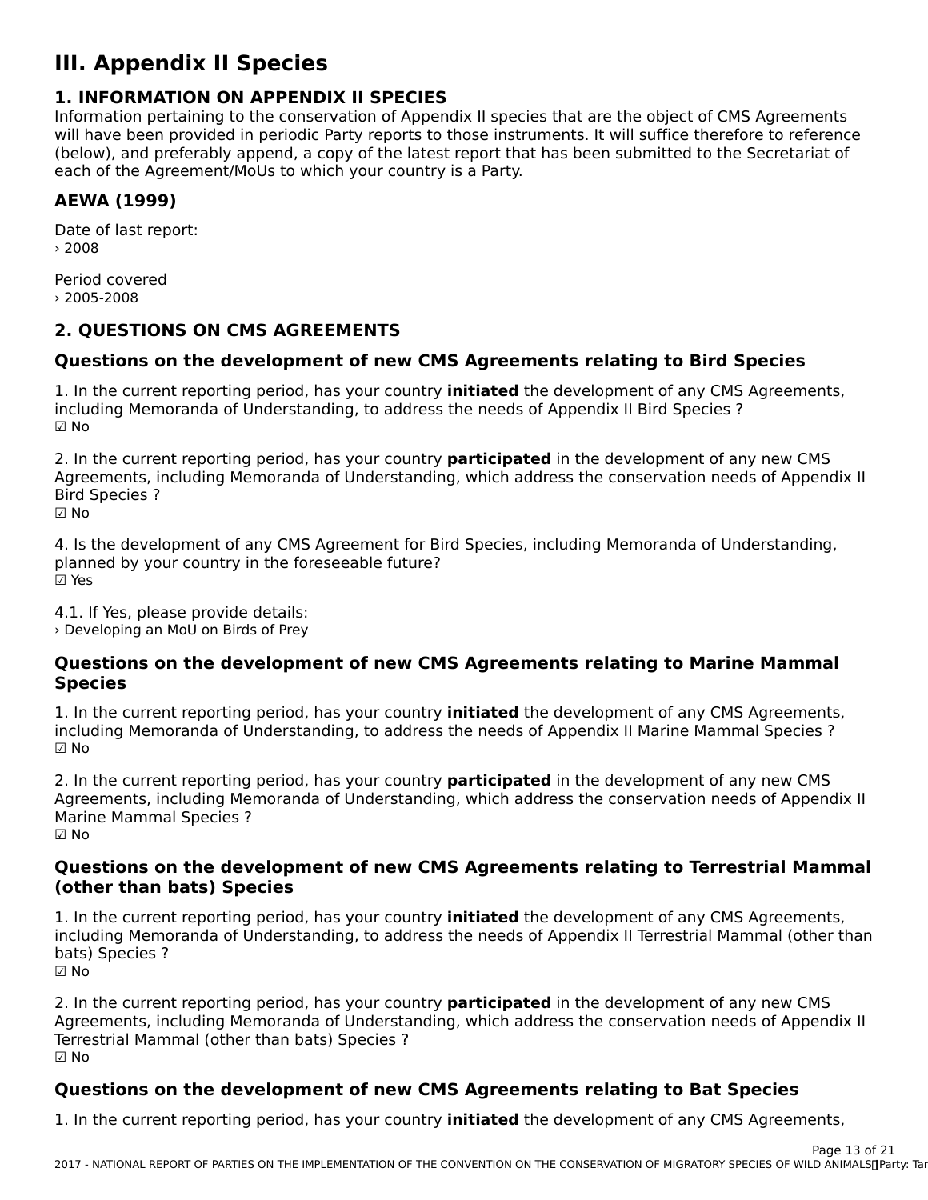# III. Appendix II Species

## 1. INFORMATION ON APPENDIX II SPECIES

Information pertaining to the conservation of Appendix II species that are the object of CMS Agreements will have been provided in periodic Party reports to those instruments. It will suffice therefore to reference (below), and preferably append, a copy of the latest report that has been submitted to the Secretariat of each of the Agreement/MoUs to which your country is a Party.

### AEWA (1999)

Date of last report:
› 2008

Period covered
› 2005-2008

## 2. QUESTIONS ON CMS AGREEMENTS

### Questions on the development of new CMS Agreements relating to Bird Species

1. In the current reporting period, has your country **initiated** the development of any CMS Agreements, including Memoranda of Understanding, to address the needs of Appendix II Bird Species ?
☑ No

2. In the current reporting period, has your country **participated** in the development of any new CMS Agreements, including Memoranda of Understanding, which address the conservation needs of Appendix II Bird Species ?
☑ No

4. Is the development of any CMS Agreement for Bird Species, including Memoranda of Understanding, planned by your country in the foreseeable future?
☑ Yes

4.1. If Yes, please provide details:
› Developing an MoU on Birds of Prey

### Questions on the development of new CMS Agreements relating to Marine Mammal Species

1. In the current reporting period, has your country **initiated** the development of any CMS Agreements, including Memoranda of Understanding, to address the needs of Appendix II Marine Mammal Species ?
☑ No

2. In the current reporting period, has your country **participated** in the development of any new CMS Agreements, including Memoranda of Understanding, which address the conservation needs of Appendix II Marine Mammal Species ?
☑ No

### Questions on the development of new CMS Agreements relating to Terrestrial Mammal (other than bats) Species

1. In the current reporting period, has your country **initiated** the development of any CMS Agreements, including Memoranda of Understanding, to address the needs of Appendix II Terrestrial Mammal (other than bats) Species ?
☑ No

2. In the current reporting period, has your country **participated** in the development of any new CMS Agreements, including Memoranda of Understanding, which address the conservation needs of Appendix II Terrestrial Mammal (other than bats) Species ?
☑ No

### Questions on the development of new CMS Agreements relating to Bat Species

1. In the current reporting period, has your country **initiated** the development of any CMS Agreements,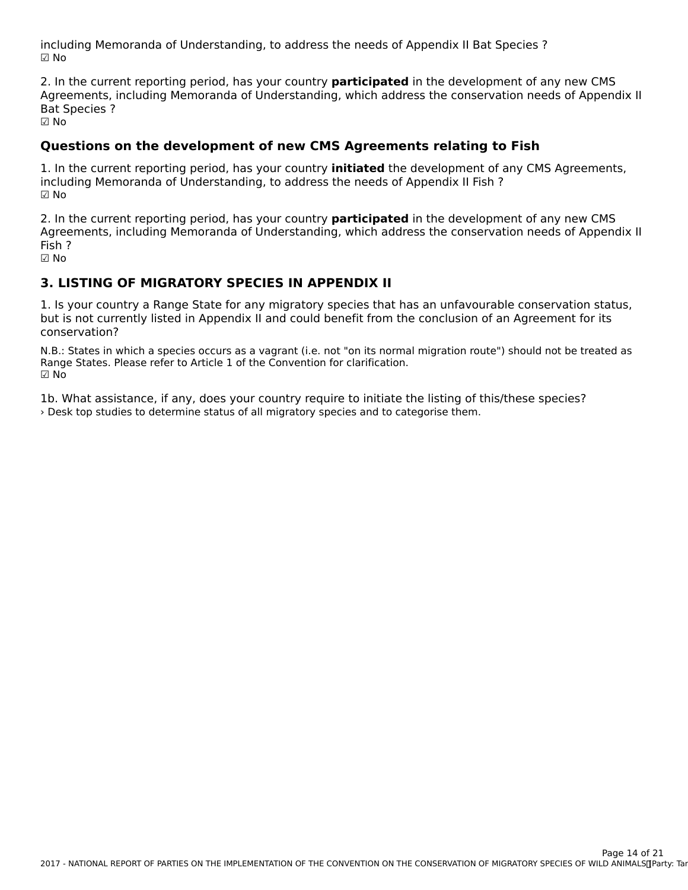including Memoranda of Understanding, to address the needs of Appendix II Bat Species ?
☑ No

2. In the current reporting period, has your country **participated** in the development of any new CMS Agreements, including Memoranda of Understanding, which address the conservation needs of Appendix II Bat Species ?
☑ No

### Questions on the development of new CMS Agreements relating to Fish

1. In the current reporting period, has your country **initiated** the development of any CMS Agreements, including Memoranda of Understanding, to address the needs of Appendix II Fish ?
☑ No

2. In the current reporting period, has your country **participated** in the development of any new CMS Agreements, including Memoranda of Understanding, which address the conservation needs of Appendix II Fish ?
☑ No

## 3. LISTING OF MIGRATORY SPECIES IN APPENDIX II

1. Is your country a Range State for any migratory species that has an unfavourable conservation status, but is not currently listed in Appendix II and could benefit from the conclusion of an Agreement for its conservation?

N.B.: States in which a species occurs as a vagrant (i.e. not "on its normal migration route") should not be treated as Range States. Please refer to Article 1 of the Convention for clarification.
☑ No

1b. What assistance, if any, does your country require to initiate the listing of this/these species?
› Desk top studies to determine status of all migratory species and to categorise them.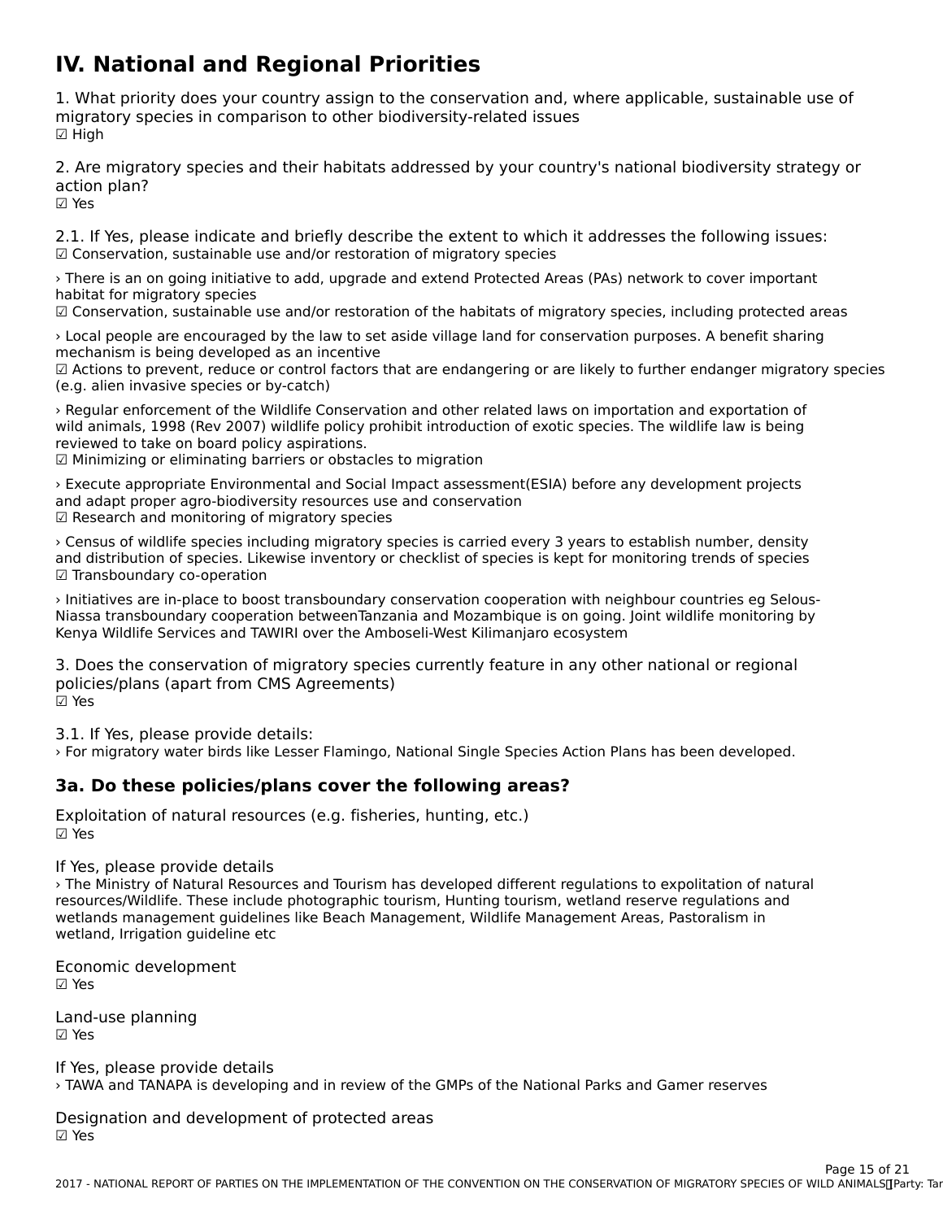# IV. National and Regional Priorities

1. What priority does your country assign to the conservation and, where applicable, sustainable use of migratory species in comparison to other biodiversity-related issues

☑ High

2. Are migratory species and their habitats addressed by your country's national biodiversity strategy or action plan?

☑ Yes

2.1. If Yes, please indicate and briefly describe the extent to which it addresses the following issues:

☑ Conservation, sustainable use and/or restoration of migratory species

› There is an on going initiative to add, upgrade and extend Protected Areas (PAs) network to cover important habitat for migratory species

☑ Conservation, sustainable use and/or restoration of the habitats of migratory species, including protected areas

› Local people are encouraged by the law to set aside village land for conservation purposes. A benefit sharing mechanism is being developed as an incentive

☑ Actions to prevent, reduce or control factors that are endangering or are likely to further endanger migratory species (e.g. alien invasive species or by-catch)

› Regular enforcement of the Wildlife Conservation and other related laws on importation and exportation of wild animals, 1998 (Rev 2007) wildlife policy prohibit introduction of exotic species. The wildlife law is being reviewed to take on board policy aspirations.

☑ Minimizing or eliminating barriers or obstacles to migration

› Execute appropriate Environmental and Social Impact assessment(ESIA) before any development projects and adapt proper agro-biodiversity resources use and conservation

☑ Research and monitoring of migratory species

› Census of wildlife species including migratory species is carried every 3 years to establish number, density and distribution of species. Likewise inventory or checklist of species is kept for monitoring trends of species

☑ Transboundary co-operation

› Initiatives are in-place to boost transboundary conservation cooperation with neighbour countries eg Selous-Niassa transboundary cooperation betweenTanzania and Mozambique is on going. Joint wildlife monitoring by Kenya Wildlife Services and TAWIRI over the Amboseli-West Kilimanjaro ecosystem

3. Does the conservation of migratory species currently feature in any other national or regional policies/plans (apart from CMS Agreements)

☑ Yes

3.1. If Yes, please provide details:

› For migratory water birds like Lesser Flamingo, National Single Species Action Plans has been developed.

## 3a. Do these policies/plans cover the following areas?

Exploitation of natural resources (e.g. fisheries, hunting, etc.)

☑ Yes

If Yes, please provide details

› The Ministry of Natural Resources and Tourism has developed different regulations to expolitation of natural resources/Wildlife. These include photographic tourism, Hunting tourism, wetland reserve regulations and wetlands management guidelines like Beach Management, Wildlife Management Areas, Pastoralism in wetland, Irrigation guideline etc

Economic development

☑ Yes

Land-use planning

☑ Yes

If Yes, please provide details

› TAWA and TANAPA is developing and in review of the GMPs of the National Parks and Gamer reserves

Designation and development of protected areas

☑ Yes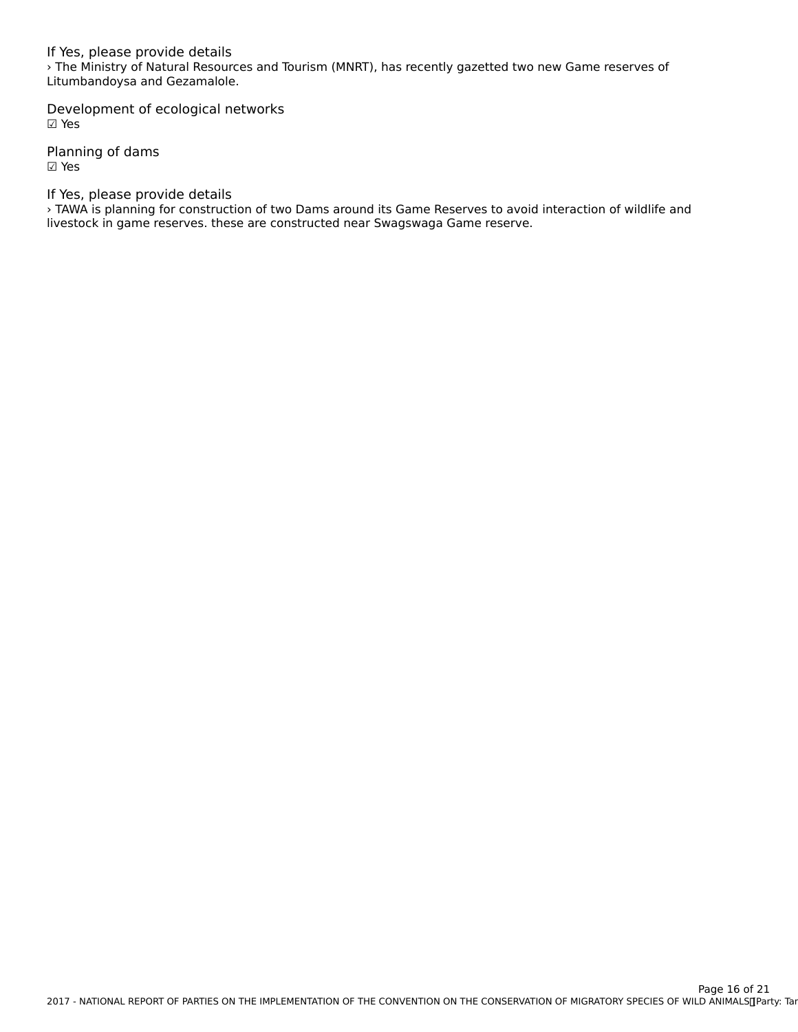If Yes, please provide details

› The Ministry of Natural Resources and Tourism (MNRT), has recently gazetted two new Game reserves of Litumbandoysa and Gezamalole.

Development of ecological networks

☑ Yes

Planning of dams

☑ Yes

If Yes, please provide details

› TAWA is planning for construction of two Dams around its Game Reserves to avoid interaction of wildlife and livestock in game reserves. these are constructed near Swagswaga Game reserve.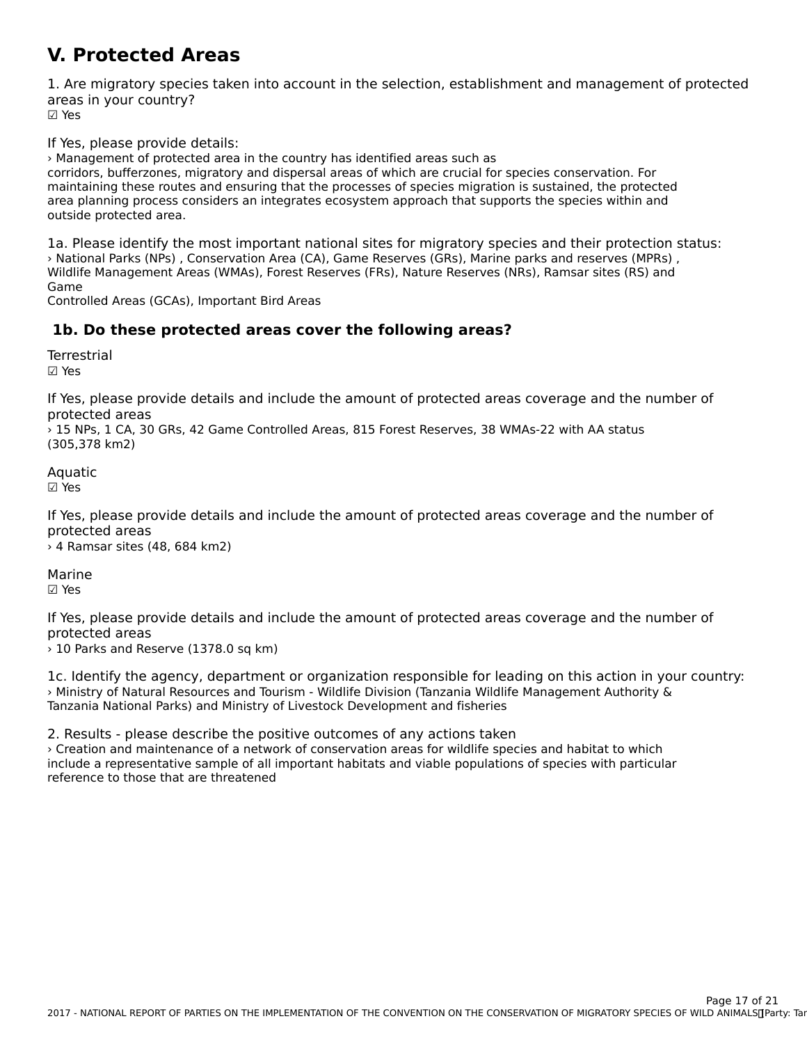# V. Protected Areas

1. Are migratory species taken into account in the selection, establishment and management of protected areas in your country?
☑ Yes

If Yes, please provide details:
› Management of protected area in the country has identified areas such as corridors, bufferzones, migratory and dispersal areas of which are crucial for species conservation. For maintaining these routes and ensuring that the processes of species migration is sustained, the protected area planning process considers an integrates ecosystem approach that supports the species within and outside protected area.

1a. Please identify the most important national sites for migratory species and their protection status:
› National Parks (NPs) , Conservation Area (CA), Game Reserves (GRs), Marine parks and reserves (MPRs) , Wildlife Management Areas (WMAs), Forest Reserves (FRs), Nature Reserves (NRs), Ramsar sites (RS) and Game Controlled Areas (GCAs), Important Bird Areas

## 1b. Do these protected areas cover the following areas?

Terrestrial
☑ Yes

If Yes, please provide details and include the amount of protected areas coverage and the number of protected areas
› 15 NPs, 1 CA, 30 GRs, 42 Game Controlled Areas, 815 Forest Reserves, 38 WMAs-22 with AA status (305,378 km2)

Aquatic
☑ Yes

If Yes, please provide details and include the amount of protected areas coverage and the number of protected areas
› 4 Ramsar sites (48, 684 km2)

Marine
☑ Yes

If Yes, please provide details and include the amount of protected areas coverage and the number of protected areas
› 10 Parks and Reserve (1378.0 sq km)

1c. Identify the agency, department or organization responsible for leading on this action in your country:
› Ministry of Natural Resources and Tourism - Wildlife Division (Tanzania Wildlife Management Authority & Tanzania National Parks) and Ministry of Livestock Development and fisheries

2. Results - please describe the positive outcomes of any actions taken
› Creation and maintenance of a network of conservation areas for wildlife species and habitat to which include a representative sample of all important habitats and viable populations of species with particular reference to those that are threatened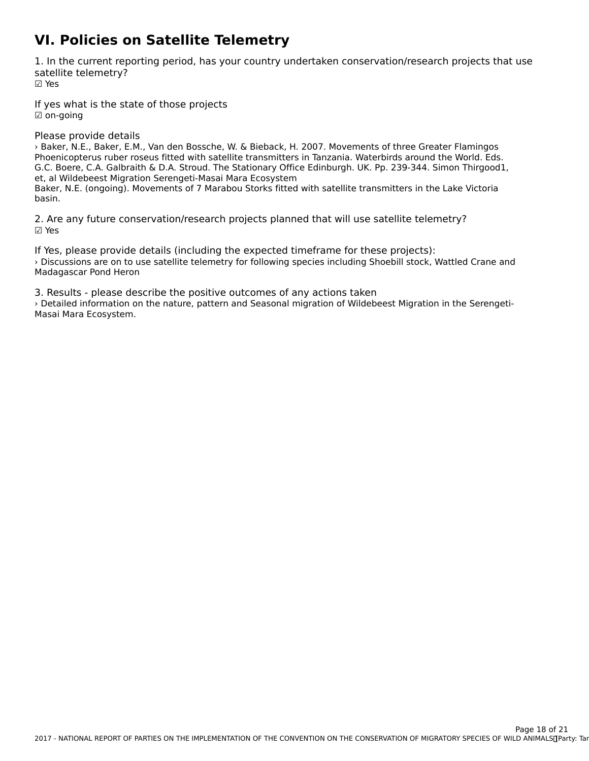# VI. Policies on Satellite Telemetry

1. In the current reporting period, has your country undertaken conservation/research projects that use satellite telemetry?

☑ Yes

If yes what is the state of those projects

☑ on-going

Please provide details

› Baker, N.E., Baker, E.M., Van den Bossche, W. & Bieback, H. 2007. Movements of three Greater Flamingos Phoenicopterus ruber roseus fitted with satellite transmitters in Tanzania. Waterbirds around the World. Eds. G.C. Boere, C.A. Galbraith & D.A. Stroud. The Stationary Office Edinburgh. UK. Pp. 239-344. Simon Thirgood1, et, al Wildebeest Migration Serengeti-Masai Mara Ecosystem
Baker, N.E. (ongoing). Movements of 7 Marabou Storks fitted with satellite transmitters in the Lake Victoria basin.

2. Are any future conservation/research projects planned that will use satellite telemetry?

☑ Yes

If Yes, please provide details (including the expected timeframe for these projects):

› Discussions are on to use satellite telemetry for following species including Shoebill stock, Wattled Crane and Madagascar Pond Heron

3. Results - please describe the positive outcomes of any actions taken

› Detailed information on the nature, pattern and Seasonal migration of Wildebeest Migration in the Serengeti-Masai Mara Ecosystem.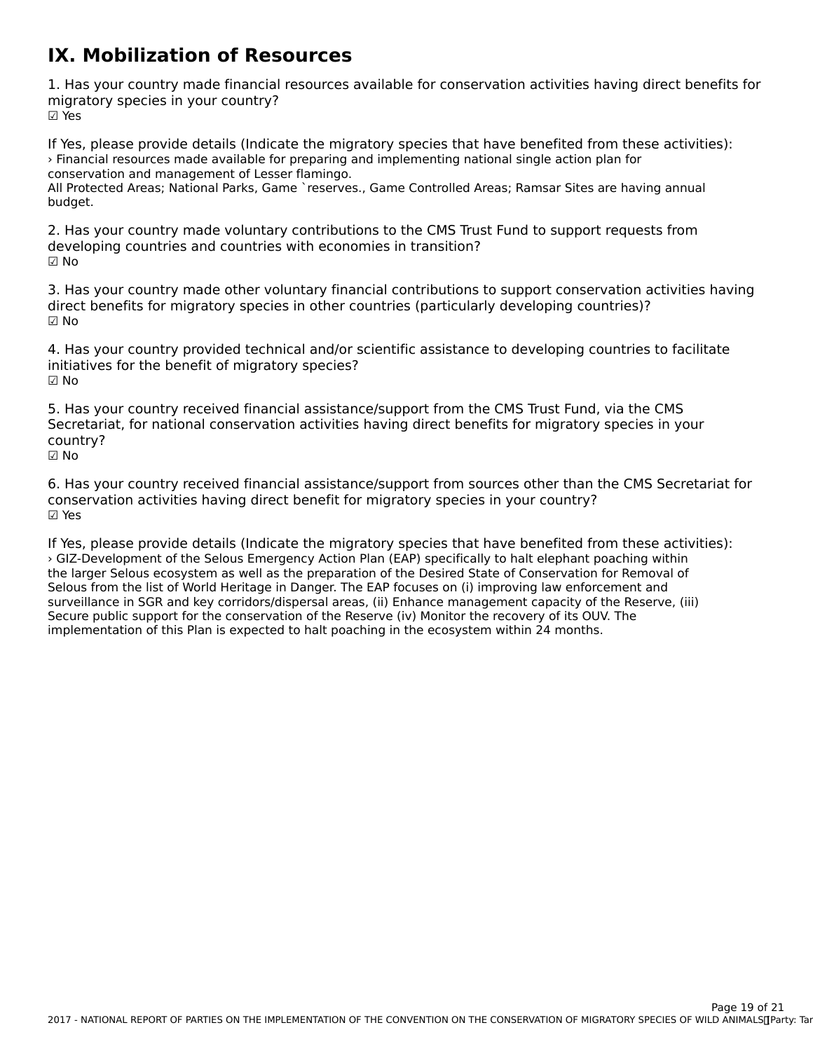# IX. Mobilization of Resources

1. Has your country made financial resources available for conservation activities having direct benefits for migratory species in your country?
☑ Yes

If Yes, please provide details (Indicate the migratory species that have benefited from these activities):
› Financial resources made available for preparing and implementing national single action plan for conservation and management of Lesser flamingo.
All Protected Areas; National Parks, Game `reserves., Game Controlled Areas; Ramsar Sites are having annual budget.

2. Has your country made voluntary contributions to the CMS Trust Fund to support requests from developing countries and countries with economies in transition?
☑ No

3. Has your country made other voluntary financial contributions to support conservation activities having direct benefits for migratory species in other countries (particularly developing countries)?
☑ No

4. Has your country provided technical and/or scientific assistance to developing countries to facilitate initiatives for the benefit of migratory species?
☑ No

5. Has your country received financial assistance/support from the CMS Trust Fund, via the CMS Secretariat, for national conservation activities having direct benefits for migratory species in your country?
☑ No

6. Has your country received financial assistance/support from sources other than the CMS Secretariat for conservation activities having direct benefit for migratory species in your country?
☑ Yes

If Yes, please provide details (Indicate the migratory species that have benefited from these activities):
› GIZ-Development of the Selous Emergency Action Plan (EAP) specifically to halt elephant poaching within the larger Selous ecosystem as well as the preparation of the Desired State of Conservation for Removal of Selous from the list of World Heritage in Danger. The EAP focuses on (i) improving law enforcement and surveillance in SGR and key corridors/dispersal areas, (ii) Enhance management capacity of the Reserve, (iii) Secure public support for the conservation of the Reserve (iv) Monitor the recovery of its OUV. The implementation of this Plan is expected to halt poaching in the ecosystem within 24 months.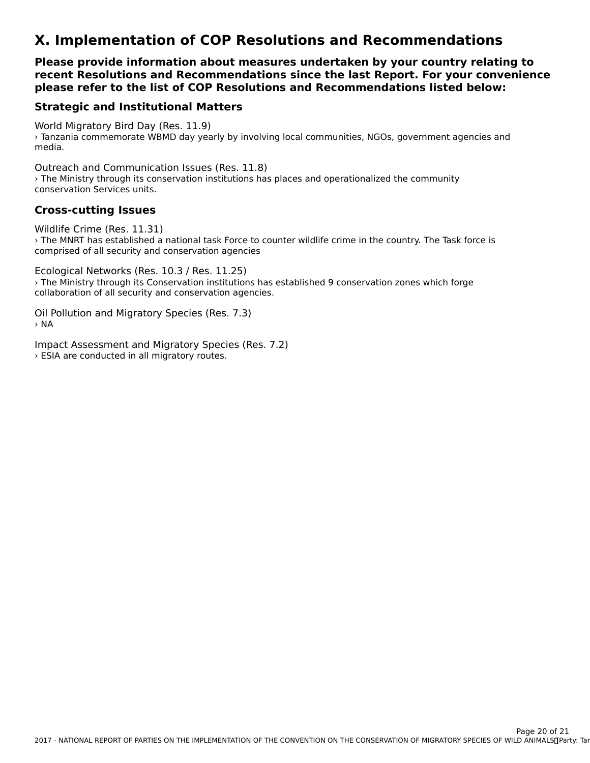# X. Implementation of COP Resolutions and Recommendations

## Please provide information about measures undertaken by your country relating to recent Resolutions and Recommendations since the last Report. For your convenience please refer to the list of COP Resolutions and Recommendations listed below:

### Strategic and Institutional Matters

World Migratory Bird Day (Res. 11.9)
› Tanzania commemorate WBMD day yearly by involving local communities, NGOs, government agencies and media.

Outreach and Communication Issues (Res. 11.8)
› The Ministry through its conservation institutions has places and operationalized the community conservation Services units.

### Cross-cutting Issues

Wildlife Crime (Res. 11.31)
› The MNRT has established a national task Force to counter wildlife crime in the country. The Task force is comprised of all security and conservation agencies

Ecological Networks (Res. 10.3 / Res. 11.25)
› The Ministry through its Conservation institutions has established 9 conservation zones which forge collaboration of all security and conservation agencies.

Oil Pollution and Migratory Species (Res. 7.3)
› NA

Impact Assessment and Migratory Species (Res. 7.2)
› ESIA are conducted in all migratory routes.